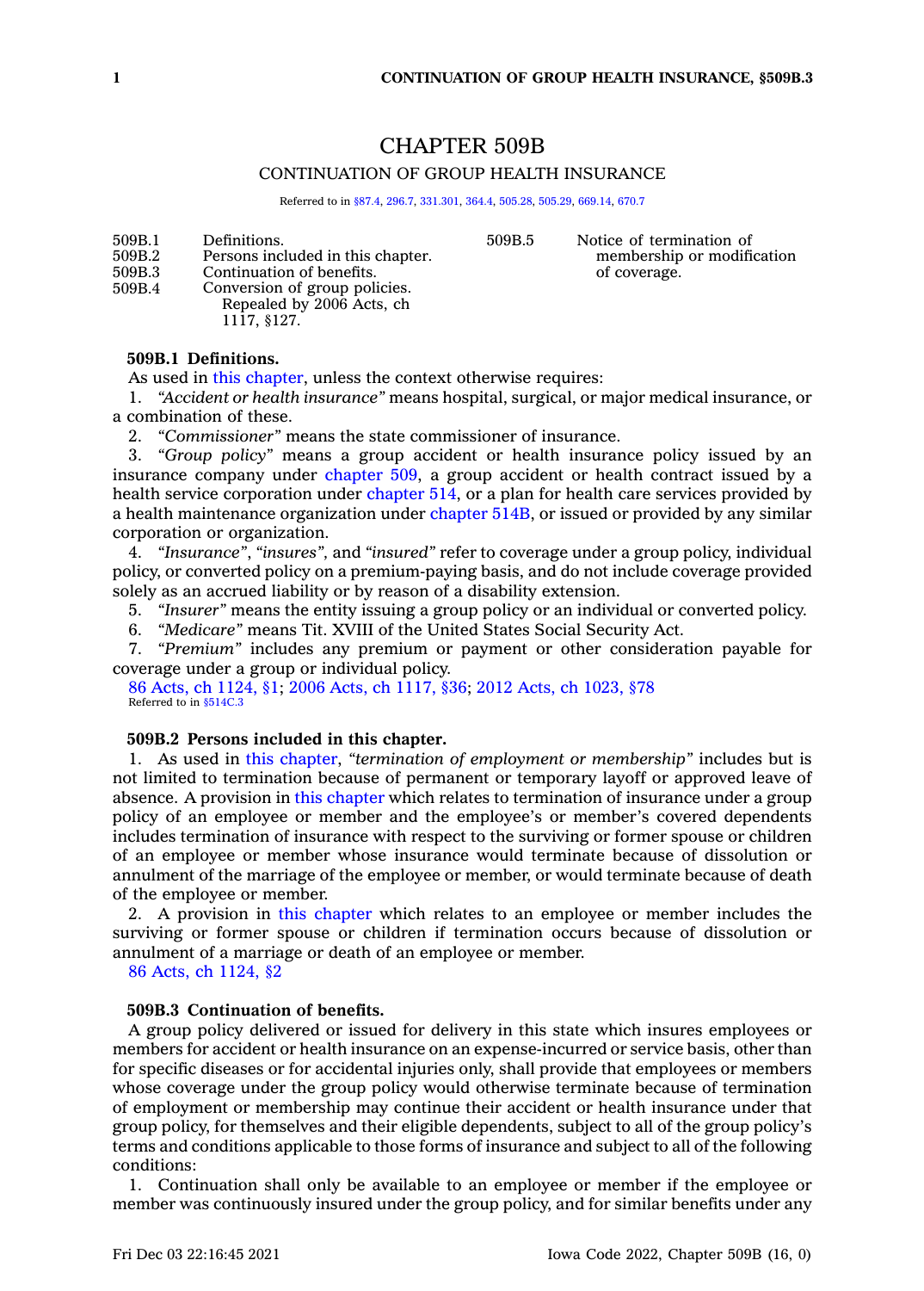# CHAPTER 509B

## CONTINUATION OF GROUP HEALTH INSURANCE

Referred to in §87.4, 296.7, 331.301, 364.4, 505.28, 505.29, 669.14, 670.7

| | | | |
|---|---|---|---|
| 509B.1 | Definitions. | 509B.5 | Notice of termination of membership or modification of coverage. |
| 509B.2 | Persons included in this chapter. | | |
| 509B.3 | Continuation of benefits. | | |
| 509B.4 | Conversion of group policies. Repealed by 2006 Acts, ch 1117, §127. | | |

**509B.1 Definitions.**

As used in this chapter, unless the context otherwise requires:

1. *"Accident or health insurance"* means hospital, surgical, or major medical insurance, or a combination of these.
2. *"Commissioner"* means the state commissioner of insurance.
3. *"Group policy"* means a group accident or health insurance policy issued by an insurance company under chapter 509, a group accident or health contract issued by a health service corporation under chapter 514, or a plan for health care services provided by a health maintenance organization under chapter 514B, or issued or provided by any similar corporation or organization.
4. *"Insurance"*, *"insures"*, and *"insured"* refer to coverage under a group policy, individual policy, or converted policy on a premium-paying basis, and do not include coverage provided solely as an accrued liability or by reason of a disability extension.
5. *"Insurer"* means the entity issuing a group policy or an individual or converted policy.
6. *"Medicare"* means Tit. XVIII of the United States Social Security Act.
7. *"Premium"* includes any premium or payment or other consideration payable for coverage under a group or individual policy.

86 Acts, ch 1124, §1; 2006 Acts, ch 1117, §36; 2012 Acts, ch 1023, §78
Referred to in §514C.3

**509B.2 Persons included in this chapter.**

1. As used in this chapter, *"termination of employment or membership"* includes but is not limited to termination because of permanent or temporary layoff or approved leave of absence. A provision in this chapter which relates to termination of insurance under a group policy of an employee or member and the employee's or member's covered dependents includes termination of insurance with respect to the surviving or former spouse or children of an employee or member whose insurance would terminate because of dissolution or annulment of the marriage of the employee or member, or would terminate because of death of the employee or member.
2. A provision in this chapter which relates to an employee or member includes the surviving or former spouse or children if termination occurs because of dissolution or annulment of a marriage or death of an employee or member.

86 Acts, ch 1124, §2

**509B.3 Continuation of benefits.**

A group policy delivered or issued for delivery in this state which insures employees or members for accident or health insurance on an expense-incurred or service basis, other than for specific diseases or for accidental injuries only, shall provide that employees or members whose coverage under the group policy would otherwise terminate because of termination of employment or membership may continue their accident or health insurance under that group policy, for themselves and their eligible dependents, subject to all of the group policy's terms and conditions applicable to those forms of insurance and subject to all of the following conditions:

1. Continuation shall only be available to an employee or member if the employee or member was continuously insured under the group policy, and for similar benefits under any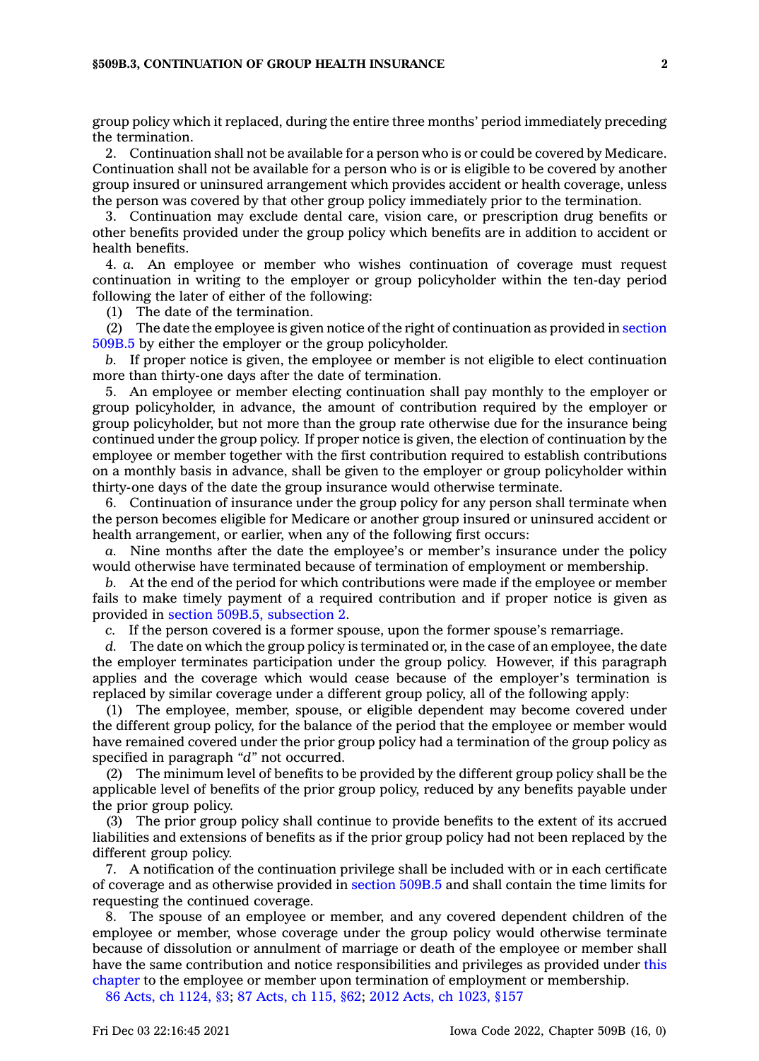group policy which it replaced, during the entire three months' period immediately preceding the termination.

2. Continuation shall not be available for a person who is or could be covered by Medicare. Continuation shall not be available for a person who is or is eligible to be covered by another group insured or uninsured arrangement which provides accident or health coverage, unless the person was covered by that other group policy immediately prior to the termination.

3. Continuation may exclude dental care, vision care, or prescription drug benefits or other benefits provided under the group policy which benefits are in addition to accident or health benefits.

4. *a.* An employee or member who wishes continuation of coverage must request continuation in writing to the employer or group policyholder within the ten-day period following the later of either of the following:

(1) The date of the termination.

(2) The date the employee is given notice of the right of continuation as provided in section 509B.5 by either the employer or the group policyholder.

*b.* If proper notice is given, the employee or member is not eligible to elect continuation more than thirty-one days after the date of termination.

5. An employee or member electing continuation shall pay monthly to the employer or group policyholder, in advance, the amount of contribution required by the employer or group policyholder, but not more than the group rate otherwise due for the insurance being continued under the group policy. If proper notice is given, the election of continuation by the employee or member together with the first contribution required to establish contributions on a monthly basis in advance, shall be given to the employer or group policyholder within thirty-one days of the date the group insurance would otherwise terminate.

6. Continuation of insurance under the group policy for any person shall terminate when the person becomes eligible for Medicare or another group insured or uninsured accident or health arrangement, or earlier, when any of the following first occurs:

*a.* Nine months after the date the employee's or member's insurance under the policy would otherwise have terminated because of termination of employment or membership.

*b.* At the end of the period for which contributions were made if the employee or member fails to make timely payment of a required contribution and if proper notice is given as provided in section 509B.5, subsection 2.

*c.* If the person covered is a former spouse, upon the former spouse's remarriage.

*d.* The date on which the group policy is terminated or, in the case of an employee, the date the employer terminates participation under the group policy. However, if this paragraph applies and the coverage which would cease because of the employer's termination is replaced by similar coverage under a different group policy, all of the following apply:

(1) The employee, member, spouse, or eligible dependent may become covered under the different group policy, for the balance of the period that the employee or member would have remained covered under the prior group policy had a termination of the group policy as specified in paragraph *"d"* not occurred.

(2) The minimum level of benefits to be provided by the different group policy shall be the applicable level of benefits of the prior group policy, reduced by any benefits payable under the prior group policy.

(3) The prior group policy shall continue to provide benefits to the extent of its accrued liabilities and extensions of benefits as if the prior group policy had not been replaced by the different group policy.

7. A notification of the continuation privilege shall be included with or in each certificate of coverage and as otherwise provided in section 509B.5 and shall contain the time limits for requesting the continued coverage.

8. The spouse of an employee or member, and any covered dependent children of the employee or member, whose coverage under the group policy would otherwise terminate because of dissolution or annulment of marriage or death of the employee or member shall have the same contribution and notice responsibilities and privileges as provided under this chapter to the employee or member upon termination of employment or membership.

86 Acts, ch 1124, §3; 87 Acts, ch 115, §62; 2012 Acts, ch 1023, §157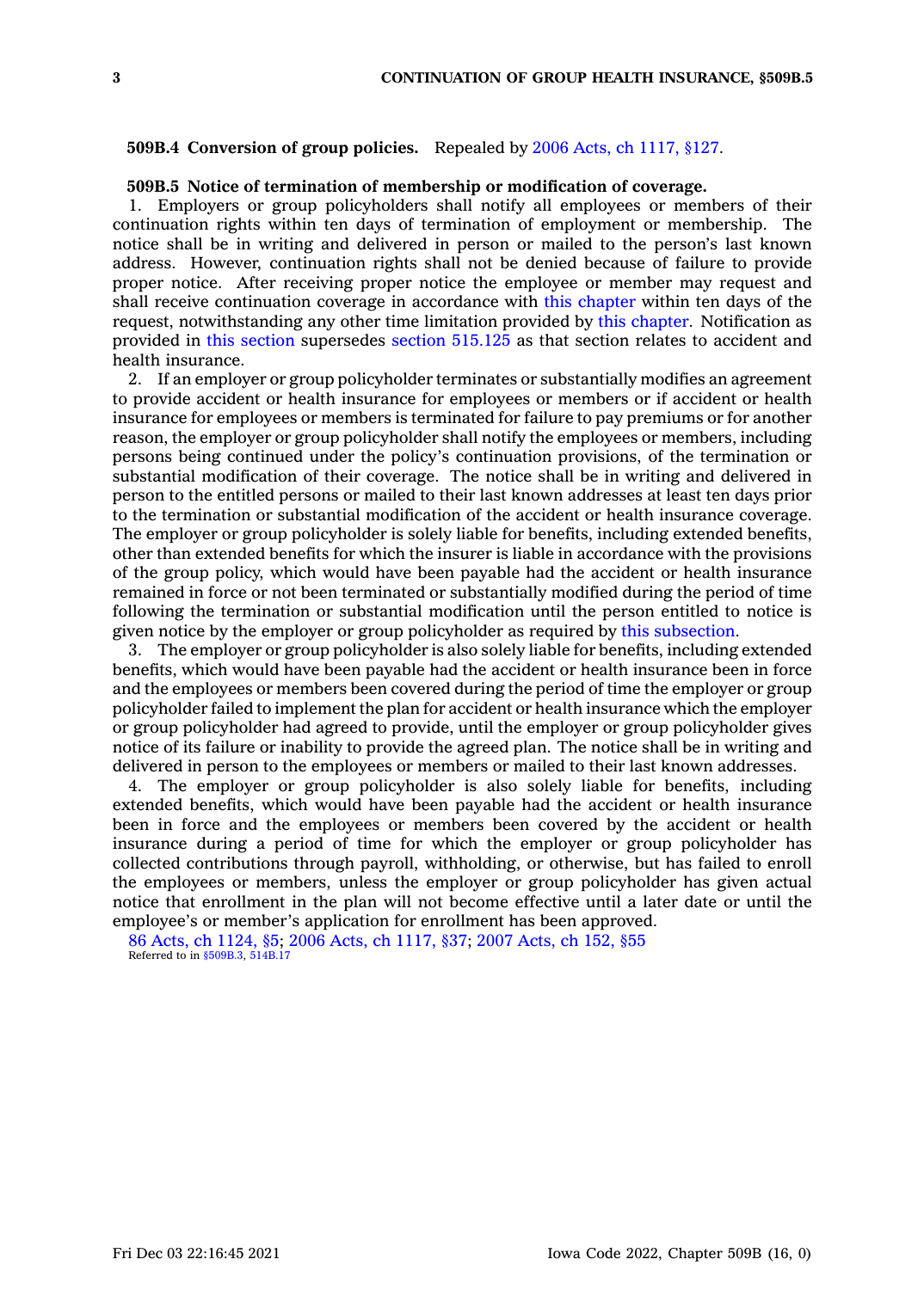**509B.4 Conversion of group policies.** Repealed by 2006 Acts, ch 1117, §127.

**509B.5 Notice of termination of membership or modification of coverage.**

1. Employers or group policyholders shall notify all employees or members of their continuation rights within ten days of termination of employment or membership. The notice shall be in writing and delivered in person or mailed to the person's last known address. However, continuation rights shall not be denied because of failure to provide proper notice. After receiving proper notice the employee or member may request and shall receive continuation coverage in accordance with this chapter within ten days of the request, notwithstanding any other time limitation provided by this chapter. Notification as provided in this section supersedes section 515.125 as that section relates to accident and health insurance.

2. If an employer or group policyholder terminates or substantially modifies an agreement to provide accident or health insurance for employees or members or if accident or health insurance for employees or members is terminated for failure to pay premiums or for another reason, the employer or group policyholder shall notify the employees or members, including persons being continued under the policy's continuation provisions, of the termination or substantial modification of their coverage. The notice shall be in writing and delivered in person to the entitled persons or mailed to their last known addresses at least ten days prior to the termination or substantial modification of the accident or health insurance coverage. The employer or group policyholder is solely liable for benefits, including extended benefits, other than extended benefits for which the insurer is liable in accordance with the provisions of the group policy, which would have been payable had the accident or health insurance remained in force or not been terminated or substantially modified during the period of time following the termination or substantial modification until the person entitled to notice is given notice by the employer or group policyholder as required by this subsection.

3. The employer or group policyholder is also solely liable for benefits, including extended benefits, which would have been payable had the accident or health insurance been in force and the employees or members been covered during the period of time the employer or group policyholder failed to implement the plan for accident or health insurance which the employer or group policyholder had agreed to provide, until the employer or group policyholder gives notice of its failure or inability to provide the agreed plan. The notice shall be in writing and delivered in person to the employees or members or mailed to their last known addresses.

4. The employer or group policyholder is also solely liable for benefits, including extended benefits, which would have been payable had the accident or health insurance been in force and the employees or members been covered by the accident or health insurance during a period of time for which the employer or group policyholder has collected contributions through payroll, withholding, or otherwise, but has failed to enroll the employees or members, unless the employer or group policyholder has given actual notice that enrollment in the plan will not become effective until a later date or until the employee's or member's application for enrollment has been approved.

86 Acts, ch 1124, §5; 2006 Acts, ch 1117, §37; 2007 Acts, ch 152, §55

Referred to in §509B.3, 514B.17